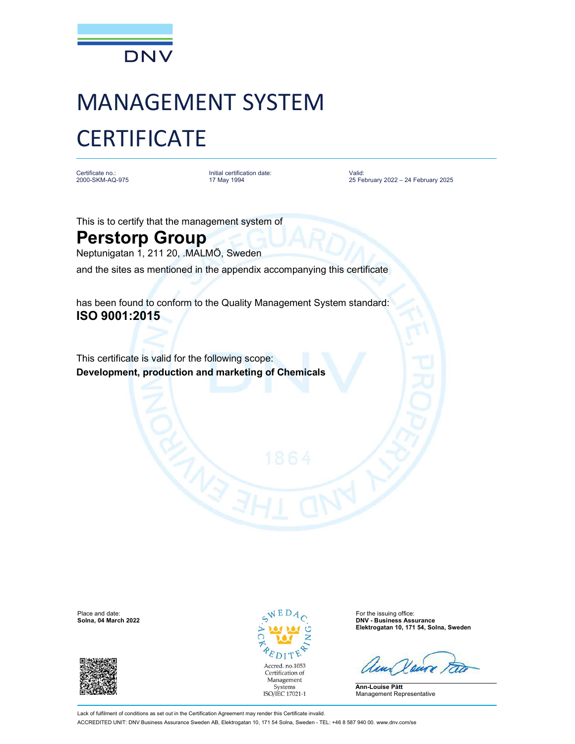DNV

# MANAGEMENT SYSTEM CERTIFICATE

| Certificate no.: | Initial certification date: | Valid: |
| --- | --- | --- |
| 2000-SKM-AQ-975 | 17 May 1994 | 25 February 2022 – 24 February 2025 |

This is to certify that the management system of

## Perstorp Group

Neptunigatan 1, 211 20, .MALMÖ, Sweden

and the sites as mentioned in the appendix accompanying this certificate

has been found to conform to the Quality Management System standard:

**ISO 9001:2015**

This certificate is valid for the following scope:

**Development, production and marketing of Chemicals**

Place and date:
**Solna, 04 March 2022**

SWEDAC ACKREDITERING
Accred. no.1053
Certification of Management Systems
ISO/IEC 17021-1

For the issuing office:
**DNV - Business Assurance**
**Elektrogatan 10, 171 54, Solna, Sweden**

**Ann-Louise Pått**
Management Representative

Lack of fulfilment of conditions as set out in the Certification Agreement may render this Certificate invalid.

ACCREDITED UNIT: DNV Business Assurance Sweden AB, Elektrogatan 10, 171 54 Solna, Sweden - TEL: +46 8 587 940 00. www.dnv.com/se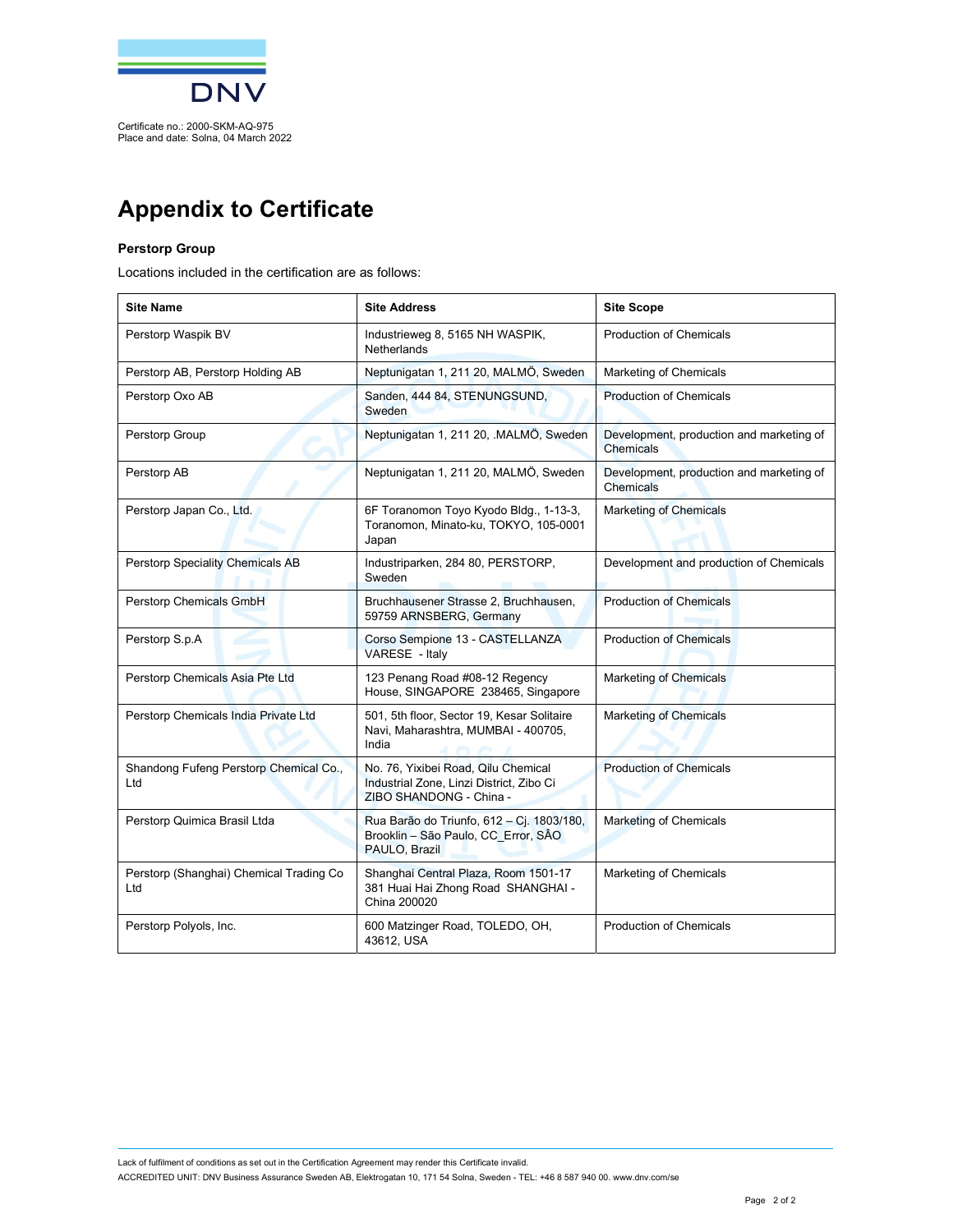Certificate no.: 2000-SKM-AQ-975
Place and date: Solna, 04 March 2022

# Appendix to Certificate

**Perstorp Group**

Locations included in the certification are as follows:

| Site Name | Site Address | Site Scope |
|---|---|---|
| Perstorp Waspik BV | Industrieweg 8, 5165 NH WASPIK, Netherlands | Production of Chemicals |
| Perstorp AB, Perstorp Holding AB | Neptunigatan 1, 211 20, MALMÖ, Sweden | Marketing of Chemicals |
| Perstorp Oxo AB | Sanden, 444 84, STENUNGSUND, Sweden | Production of Chemicals |
| Perstorp Group | Neptunigatan 1, 211 20, .MALMÖ, Sweden | Development, production and marketing of Chemicals |
| Perstorp AB | Neptunigatan 1, 211 20, MALMÖ, Sweden | Development, production and marketing of Chemicals |
| Perstorp Japan Co., Ltd. | 6F Toranomon Toyo Kyodo Bldg., 1-13-3, Toranomon, Minato-ku, TOKYO, 105-0001 Japan | Marketing of Chemicals |
| Perstorp Speciality Chemicals AB | Industriparken, 284 80, PERSTORP, Sweden | Development and production of Chemicals |
| Perstorp Chemicals GmbH | Bruchhausener Strasse 2, Bruchhausen, 59759 ARNSBERG, Germany | Production of Chemicals |
| Perstorp S.p.A | Corso Sempione 13 - CASTELLANZA VARESE - Italy | Production of Chemicals |
| Perstorp Chemicals Asia Pte Ltd | 123 Penang Road #08-12 Regency House, SINGAPORE 238465, Singapore | Marketing of Chemicals |
| Perstorp Chemicals India Private Ltd | 501, 5th floor, Sector 19, Kesar Solitaire Navi, Maharashtra, MUMBAI - 400705, India | Marketing of Chemicals |
| Shandong Fufeng Perstorp Chemical Co., Ltd | No. 76, Yixibei Road, Qilu Chemical Industrial Zone, Linzi District, Zibo Ci ZIBO SHANDONG - China - | Production of Chemicals |
| Perstorp Quimica Brasil Ltda | Rua Barão do Triunfo, 612 – Cj. 1803/180, Brooklin – São Paulo, CC_Error, SÂO PAULO, Brazil | Marketing of Chemicals |
| Perstorp (Shanghai) Chemical Trading Co Ltd | Shanghai Central Plaza, Room 1501-17 381 Huai Hai Zhong Road SHANGHAI - China 200020 | Marketing of Chemicals |
| Perstorp Polyols, Inc. | 600 Matzinger Road, TOLEDO, OH, 43612, USA | Production of Chemicals |

Lack of fulfilment of conditions as set out in the Certification Agreement may render this Certificate invalid.
ACCREDITED UNIT: DNV Business Assurance Sweden AB, Elektrogatan 10, 171 54 Solna, Sweden - TEL: +46 8 587 940 00. www.dnv.com/se